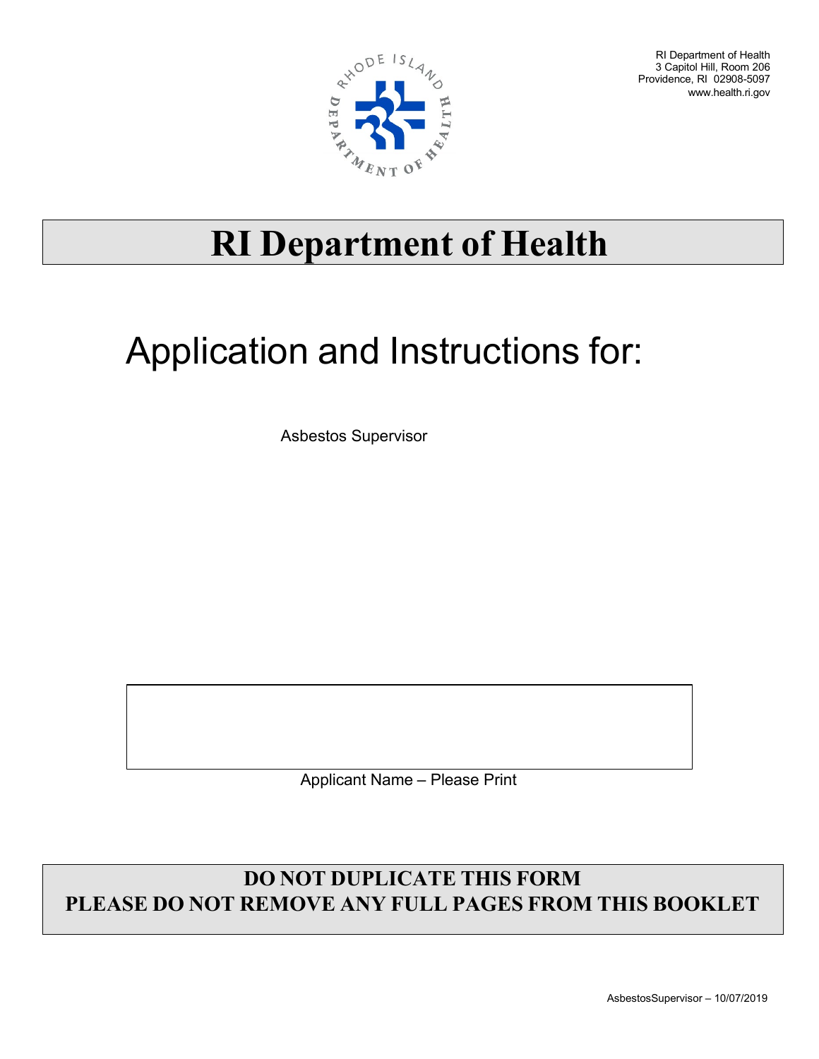RI Department of Health
3 Capitol Hill, Room 206
Providence, RI 02908-5097
www.health.ri.gov

# RI Department of Health

## Application and Instructions for:

Asbestos Supervisor

Applicant Name – Please Print

**DO NOT DUPLICATE THIS FORM**
**PLEASE DO NOT REMOVE ANY FULL PAGES FROM THIS BOOKLET**

AsbestosSupervisor – 10/07/2019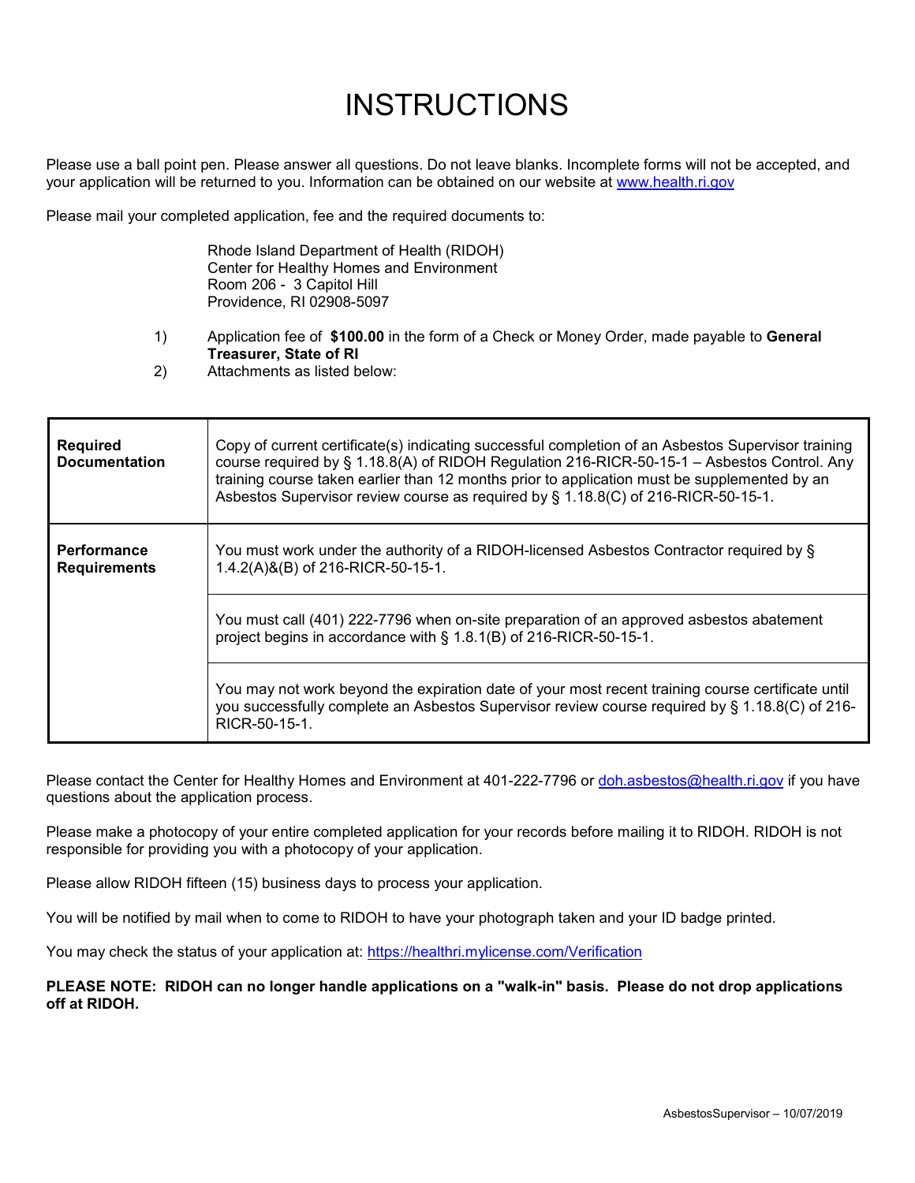# INSTRUCTIONS

Please use a ball point pen. Please answer all questions. Do not leave blanks. Incomplete forms will not be accepted, and your application will be returned to you. Information can be obtained on our website at www.health.ri.gov

Please mail your completed application, fee and the required documents to:

Rhode Island Department of Health (RIDOH)
Center for Healthy Homes and Environment
Room 206 - 3 Capitol Hill
Providence, RI 02908-5097

1) Application fee of **$100.00** in the form of a Check or Money Order, made payable to **General Treasurer, State of RI**
2) Attachments as listed below:

| | |
|---|---|
| **Required Documentation** | Copy of current certificate(s) indicating successful completion of an Asbestos Supervisor training course required by § 1.18.8(A) of RIDOH Regulation 216-RICR-50-15-1 – Asbestos Control. Any training course taken earlier than 12 months prior to application must be supplemented by an Asbestos Supervisor review course as required by § 1.18.8(C) of 216-RICR-50-15-1. |
| **Performance Requirements** | You must work under the authority of a RIDOH-licensed Asbestos Contractor required by § 1.4.2(A)&(B) of 216-RICR-50-15-1. |
| | You must call (401) 222-7796 when on-site preparation of an approved asbestos abatement project begins in accordance with § 1.8.1(B) of 216-RICR-50-15-1. |
| | You may not work beyond the expiration date of your most recent training course certificate until you successfully complete an Asbestos Supervisor review course required by § 1.18.8(C) of 216-RICR-50-15-1. |

Please contact the Center for Healthy Homes and Environment at 401-222-7796 or doh.asbestos@health.ri.gov if you have questions about the application process.

Please make a photocopy of your entire completed application for your records before mailing it to RIDOH. RIDOH is not responsible for providing you with a photocopy of your application.

Please allow RIDOH fifteen (15) business days to process your application.

You will be notified by mail when to come to RIDOH to have your photograph taken and your ID badge printed.

You may check the status of your application at: https://healthri.mylicense.com/Verification

**PLEASE NOTE: RIDOH can no longer handle applications on a "walk-in" basis. Please do not drop applications off at RIDOH.**

AsbestosSupervisor – 10/07/2019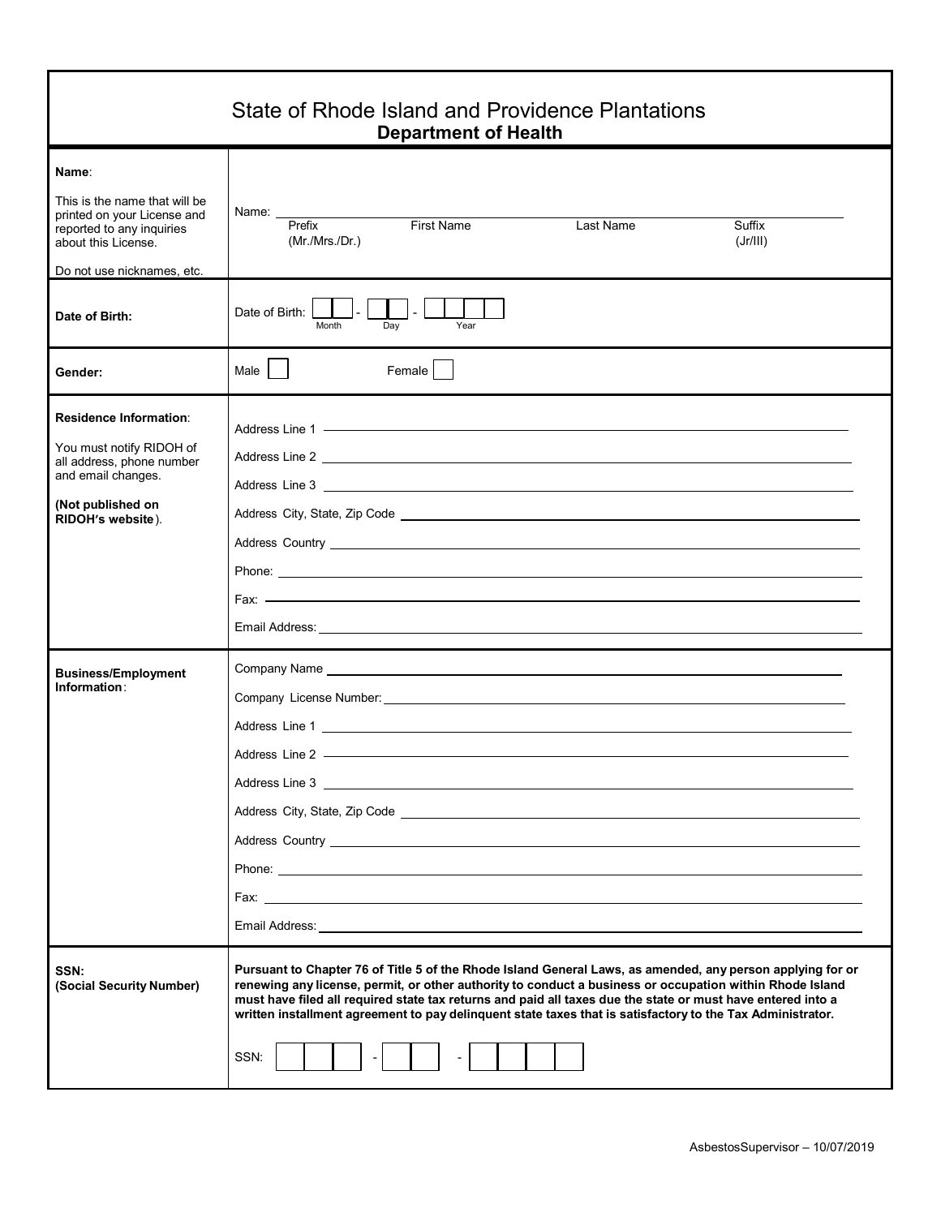# State of Rhode Island and Providence Plantations
## Department of Health

| | |
|---|---|
| **Name**:<br><br>This is the name that will be printed on your License and reported to any inquiries about this License.<br><br>Do not use nicknames, etc. | Name: ______________________________________________<br>Prefix (Mr./Mrs./Dr.) First Name Last Name Suffix (Jr/III) |
| **Date of Birth:** | Date of Birth: [ ][ ] - [ ][ ] - [ ][ ][ ][ ]<br>Month Day Year |
| **Gender:** | Male [ ] Female [ ] |
| **Residence Information**:<br><br>You must notify RIDOH of all address, phone number and email changes.<br><br>**(Not published on RIDOH's website**). | Address Line 1 ______________________<br>Address Line 2 ______________________<br>Address Line 3 ______________________<br>Address City, State, Zip Code ______________________<br>Address Country ______________________<br>Phone: ______________________<br>Fax: ______________________<br>Email Address: ______________________ |
| **Business/Employment Information**: | Company Name ______________________<br>Company License Number: ______________________<br>Address Line 1 ______________________<br>Address Line 2 ______________________<br>Address Line 3 ______________________<br>Address City, State, Zip Code ______________________<br>Address Country ______________________<br>Phone: ______________________<br>Fax: ______________________<br>Email Address: ______________________ |
| **SSN:**<br>**(Social Security Number)** | **Pursuant to Chapter 76 of Title 5 of the Rhode Island General Laws, as amended, any person applying for or renewing any license, permit, or other authority to conduct a business or occupation within Rhode Island must have filed all required state tax returns and paid all taxes due the state or must have entered into a written installment agreement to pay delinquent state taxes that is satisfactory to the Tax Administrator.**<br><br>SSN: [ ][ ][ ] - [ ][ ] - [ ][ ][ ][ ] |

AsbestosSupervisor – 10/07/2019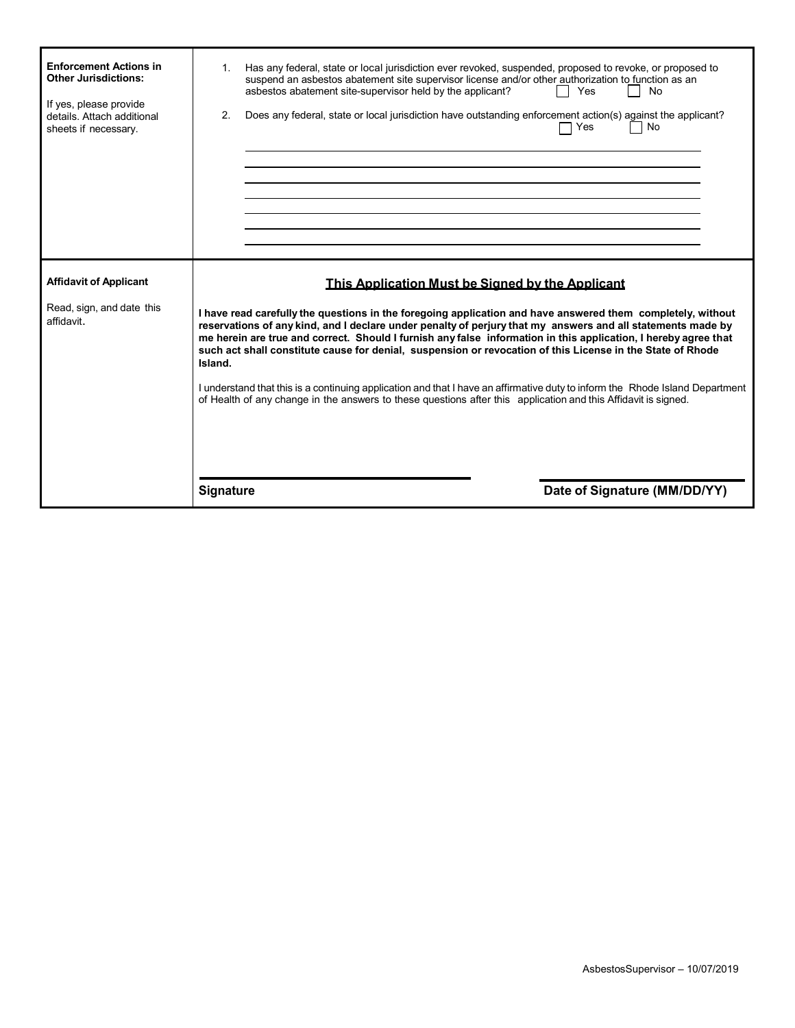| | |
|---|---|
| **Enforcement Actions in Other Jurisdictions:**<br><br>If yes, please provide details. Attach additional sheets if necessary. | 1. Has any federal, state or local jurisdiction ever revoked, suspended, proposed to revoke, or proposed to suspend an asbestos abatement site supervisor license and/or other authorization to function as an asbestos abatement site-supervisor held by the applicant? ☐ Yes ☐ No<br><br>2. Does any federal, state or local jurisdiction have outstanding enforcement action(s) against the applicant? ☐ Yes ☐ No<br><br>\_\_\_\_\_\_\_\_\_\_\_\_\_\_\_\_\_\_\_\_\_\_\_\_\_\_\_\_\_\_\_\_\_\_\_\_\_\_\_\_<br>\_\_\_\_\_\_\_\_\_\_\_\_\_\_\_\_\_\_\_\_\_\_\_\_\_\_\_\_\_\_\_\_\_\_\_\_\_\_\_\_<br>\_\_\_\_\_\_\_\_\_\_\_\_\_\_\_\_\_\_\_\_\_\_\_\_\_\_\_\_\_\_\_\_\_\_\_\_\_\_\_\_<br>\_\_\_\_\_\_\_\_\_\_\_\_\_\_\_\_\_\_\_\_\_\_\_\_\_\_\_\_\_\_\_\_\_\_\_\_\_\_\_\_<br>\_\_\_\_\_\_\_\_\_\_\_\_\_\_\_\_\_\_\_\_\_\_\_\_\_\_\_\_\_\_\_\_\_\_\_\_\_\_\_\_<br>\_\_\_\_\_\_\_\_\_\_\_\_\_\_\_\_\_\_\_\_\_\_\_\_\_\_\_\_\_\_\_\_\_\_\_\_\_\_\_\_<br>\_\_\_\_\_\_\_\_\_\_\_\_\_\_\_\_\_\_\_\_\_\_\_\_\_\_\_\_\_\_\_\_\_\_\_\_\_\_\_\_ |
| **Affidavit of Applicant**<br><br>Read, sign, and date this affidavit. | **<u>This Application Must be Signed by the Applicant</u>**<br><br>**I have read carefully the questions in the foregoing application and have answered them completely, without reservations of any kind, and I declare under penalty of perjury that my answers and all statements made by me herein are true and correct. Should I furnish any false information in this application, I hereby agree that such act shall constitute cause for denial, suspension or revocation of this License in the State of Rhode Island.**<br><br>I understand that this is a continuing application and that I have an affirmative duty to inform the Rhode Island Department of Health of any change in the answers to these questions after this application and this Affidavit is signed.<br><br>\_\_\_\_\_\_\_\_\_\_\_\_\_\_\_\_\_\_\_\_ \_\_\_\_\_\_\_\_\_\_\_\_\_\_\_\_\_\_\_\_<br>**Signature** **Date of Signature (MM/DD/YY)** |

AsbestosSupervisor – 10/07/2019